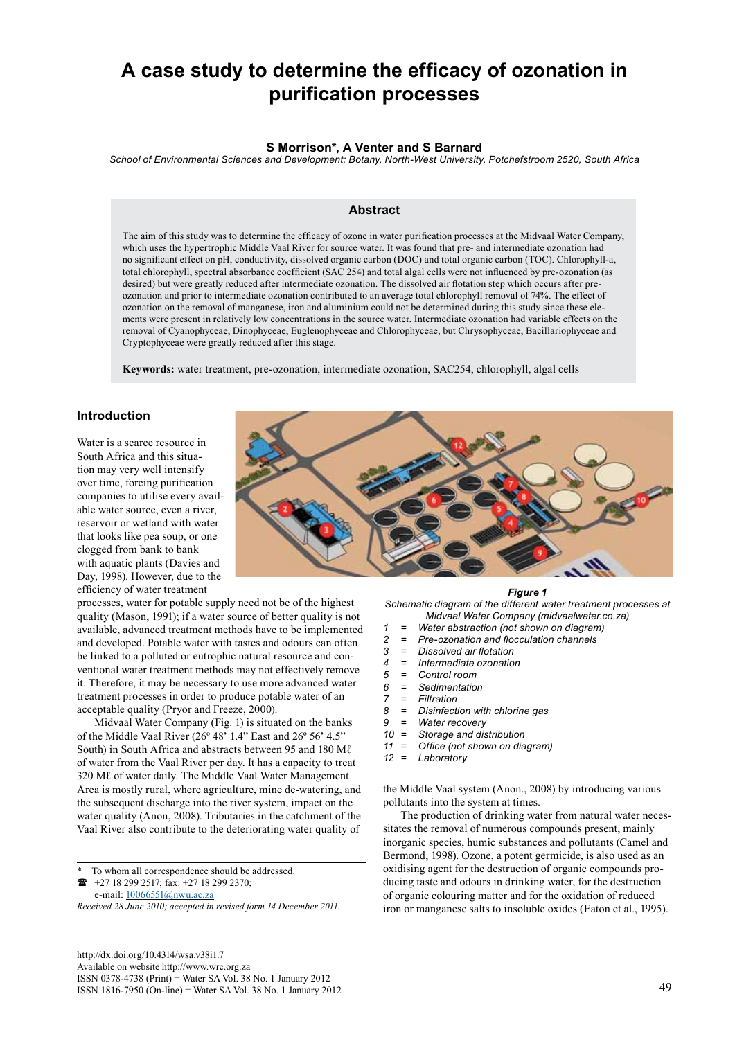# A case study to determine the efficacy of ozonation in purification processes

**S Morrison*, A Venter and S Barnard**

*School of Environmental Sciences and Development: Botany, North-West University, Potchefstroom 2520, South Africa*

## Abstract

The aim of this study was to determine the efficacy of ozone in water purification processes at the Midvaal Water Company, which uses the hypertrophic Middle Vaal River for source water. It was found that pre- and intermediate ozonation had no significant effect on pH, conductivity, dissolved organic carbon (DOC) and total organic carbon (TOC). Chlorophyll-a, total chlorophyll, spectral absorbance coefficient (SAC 254) and total algal cells were not influenced by pre-ozonation (as desired) but were greatly reduced after intermediate ozonation. The dissolved air flotation step which occurs after pre-ozonation and prior to intermediate ozonation contributed to an average total chlorophyll removal of 74%. The effect of ozonation on the removal of manganese, iron and aluminium could not be determined during this study since these elements were present in relatively low concentrations in the source water. Intermediate ozonation had variable effects on the removal of Cyanophyceae, Dinophyceae, Euglenophyceae and Chlorophyceae, but Chrysophyceae, Bacillariophyceae and Cryptophyceae were greatly reduced after this stage.

**Keywords:** water treatment, pre-ozonation, intermediate ozonation, SAC254, chlorophyll, algal cells

## Introduction

Water is a scarce resource in South Africa and this situation may very well intensify over time, forcing purification companies to utilise every available water source, even a river, reservoir or wetland with water that looks like pea soup, or one clogged from bank to bank with aquatic plants (Davies and Day, 1998). However, due to the efficiency of water treatment processes, water for potable supply need not be of the highest quality (Mason, 1991); if a water source of better quality is not available, advanced treatment methods have to be implemented and developed. Potable water with tastes and odours can often be linked to a polluted or eutrophic natural resource and conventional water treatment methods may not effectively remove it. Therefore, it may be necessary to use more advanced water treatment processes in order to produce potable water of an acceptable quality (Pryor and Freeze, 2000).

Midvaal Water Company (Fig. 1) is situated on the banks of the Middle Vaal River (26º 48' 1.4" East and 26º 56' 4.5" South) in South Africa and abstracts between 95 and 180 Mℓ of water from the Vaal River per day. It has a capacity to treat 320 Mℓ of water daily. The Middle Vaal Water Management Area is mostly rural, where agriculture, mine de-watering, and the subsequent discharge into the river system, impact on the water quality (Anon, 2008). Tributaries in the catchment of the Vaal River also contribute to the deteriorating water quality of the Middle Vaal system (Anon., 2008) by introducing various pollutants into the system at times.

***Figure 1***
*Schematic diagram of the different water treatment processes at Midvaal Water Company (midvaalwater.co.za)*

*1 = Water abstraction (not shown on diagram)*
*2 = Pre-ozonation and flocculation channels*
*3 = Dissolved air flotation*
*4 = Intermediate ozonation*
*5 = Control room*
*6 = Sedimentation*
*7 = Filtration*
*8 = Disinfection with chlorine gas*
*9 = Water recovery*
*10 = Storage and distribution*
*11 = Office (not shown on diagram)*
*12 = Laboratory*

The production of drinking water from natural water necessitates the removal of numerous compounds present, mainly inorganic species, humic substances and pollutants (Camel and Bermond, 1998). Ozone, a potent germicide, is also used as an oxidising agent for the destruction of organic compounds producing taste and odours in drinking water, for the destruction of organic colouring matter and for the oxidation of reduced iron or manganese salts to insoluble oxides (Eaton et al., 1995).

\* To whom all correspondence should be addressed.
☎ +27 18 299 2517; fax: +27 18 299 2370;
e-mail: 10066551@nwu.ac.za
*Received 28 June 2010; accepted in revised form 14 December 2011.*

http://dx.doi.org/10.4314/wsa.v38i1.7
Available on website http://www.wrc.org.za
ISSN 0378-4738 (Print) = Water SA Vol. 38 No. 1 January 2012
ISSN 1816-7950 (On-line) = Water SA Vol. 38 No. 1 January 2012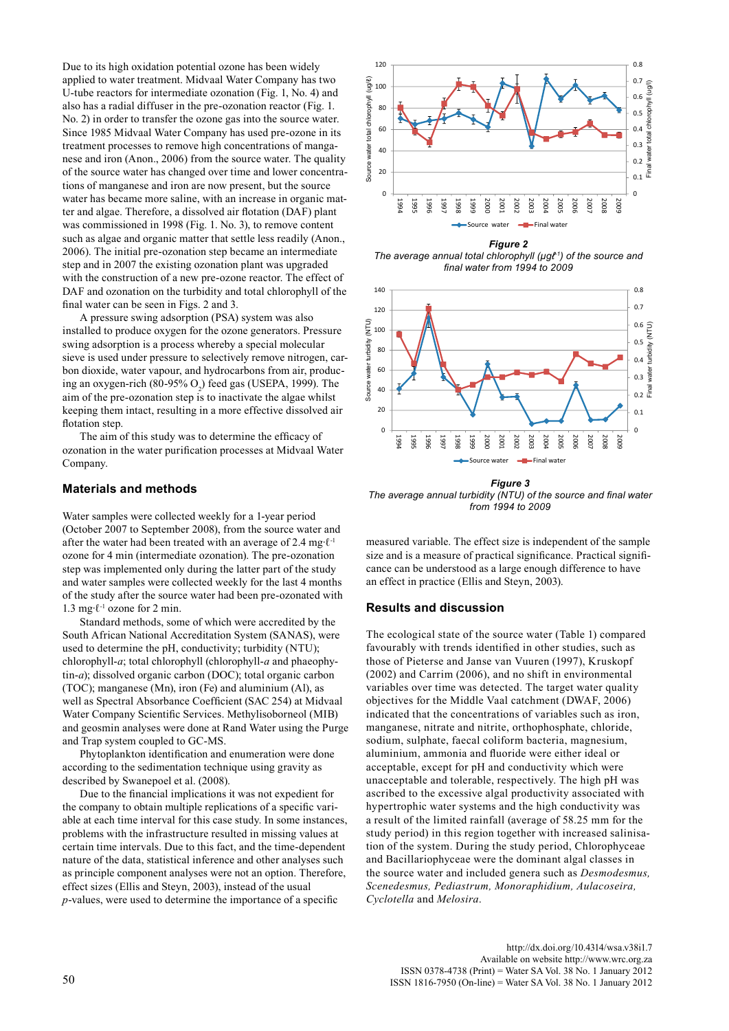Due to its high oxidation potential ozone has been widely applied to water treatment. Midvaal Water Company has two U-tube reactors for intermediate ozonation (Fig. 1, No. 4) and also has a radial diffuser in the pre-ozonation reactor (Fig. 1. No. 2) in order to transfer the ozone gas into the source water. Since 1985 Midvaal Water Company has used pre-ozone in its treatment processes to remove high concentrations of manganese and iron (Anon., 2006) from the source water. The quality of the source water has changed over time and lower concentrations of manganese and iron are now present, but the source water has became more saline, with an increase in organic matter and algae. Therefore, a dissolved air flotation (DAF) plant was commissioned in 1998 (Fig. 1. No. 3), to remove content such as algae and organic matter that settle less readily (Anon., 2006). The initial pre-ozonation step became an intermediate step and in 2007 the existing ozonation plant was upgraded with the construction of a new pre-ozone reactor. The effect of DAF and ozonation on the turbidity and total chlorophyll of the final water can be seen in Figs. 2 and 3.

A pressure swing adsorption (PSA) system was also installed to produce oxygen for the ozone generators. Pressure swing adsorption is a process whereby a special molecular sieve is used under pressure to selectively remove nitrogen, carbon dioxide, water vapour, and hydrocarbons from air, producing an oxygen-rich (80-95% $O_2$) feed gas (USEPA, 1999). The aim of the pre-ozonation step is to inactivate the algae whilst keeping them intact, resulting in a more effective dissolved air flotation step.

The aim of this study was to determine the efficacy of ozonation in the water purification processes at Midvaal Water Company.

## Materials and methods

Water samples were collected weekly for a 1-year period (October 2007 to September 2008), from the source water and after the water had been treated with an average of 2.4 mg·ℓ$^{-1}$ ozone for 4 min (intermediate ozonation). The pre-ozonation step was implemented only during the latter part of the study and water samples were collected weekly for the last 4 months of the study after the source water had been pre-ozonated with 1.3 mg·ℓ$^{-1}$ ozone for 2 min.

Standard methods, some of which were accredited by the South African National Accreditation System (SANAS), were used to determine the pH, conductivity; turbidity (NTU); chlorophyll-*a*; total chlorophyll (chlorophyll-*a* and phaeophytin-*a*); dissolved organic carbon (DOC); total organic carbon (TOC); manganese (Mn), iron (Fe) and aluminium (Al), as well as Spectral Absorbance Coefficient (SAC 254) at Midvaal Water Company Scientific Services. Methylisoborneol (MIB) and geosmin analyses were done at Rand Water using the Purge and Trap system coupled to GC-MS.

Phytoplankton identification and enumeration were done according to the sedimentation technique using gravity as described by Swanepoel et al. (2008).

Due to the financial implications it was not expedient for the company to obtain multiple replications of a specific variable at each time interval for this case study. In some instances, problems with the infrastructure resulted in missing values at certain time intervals. Due to this fact, and the time-dependent nature of the data, statistical inference and other analyses such as principle component analyses were not an option. Therefore, effect sizes (Ellis and Steyn, 2003), instead of the usual *p*-values, were used to determine the importance of a specific measured variable. The effect is independent of the sample size and is a measure of practical significance. Practical significance can be understood as a large enough difference to have an effect in practice (Ellis and Steyn, 2003).

**Figure 2**
*The average annual total chlorophyll (μgℓ$^{-1}$) of the source and final water from 1994 to 2009*

**Figure 3**
*The average annual turbidity (NTU) of the source and final water from 1994 to 2009*

## Results and discussion

The ecological state of the source water (Table 1) compared favourably with trends identified in other studies, such as those of Pieterse and Janse van Vuuren (1997), Kruskopf (2002) and Carrim (2006), and no shift in environmental variables over time was detected. The target water quality objectives for the Middle Vaal catchment (DWAF, 2006) indicated that the concentrations of variables such as iron, manganese, nitrate and nitrite, orthophosphate, chloride, sodium, sulphate, faecal coliform bacteria, magnesium, aluminium, ammonia and fluoride were either ideal or acceptable, except for pH and conductivity which were unacceptable and tolerable, respectively. The high pH was ascribed to the excessive algal productivity associated with hypertrophic water systems and the high conductivity was a result of the limited rainfall (average of 58.25 mm for the study period) in this region together with increased salinisation of the system. During the study period, Chlorophyceae and Bacillariophyceae were the dominant algal classes in the source water and included genera such as *Desmodesmus, Scenedesmus, Pediastrum, Monoraphidium, Aulacoseira, Cyclotella* and *Melosira*.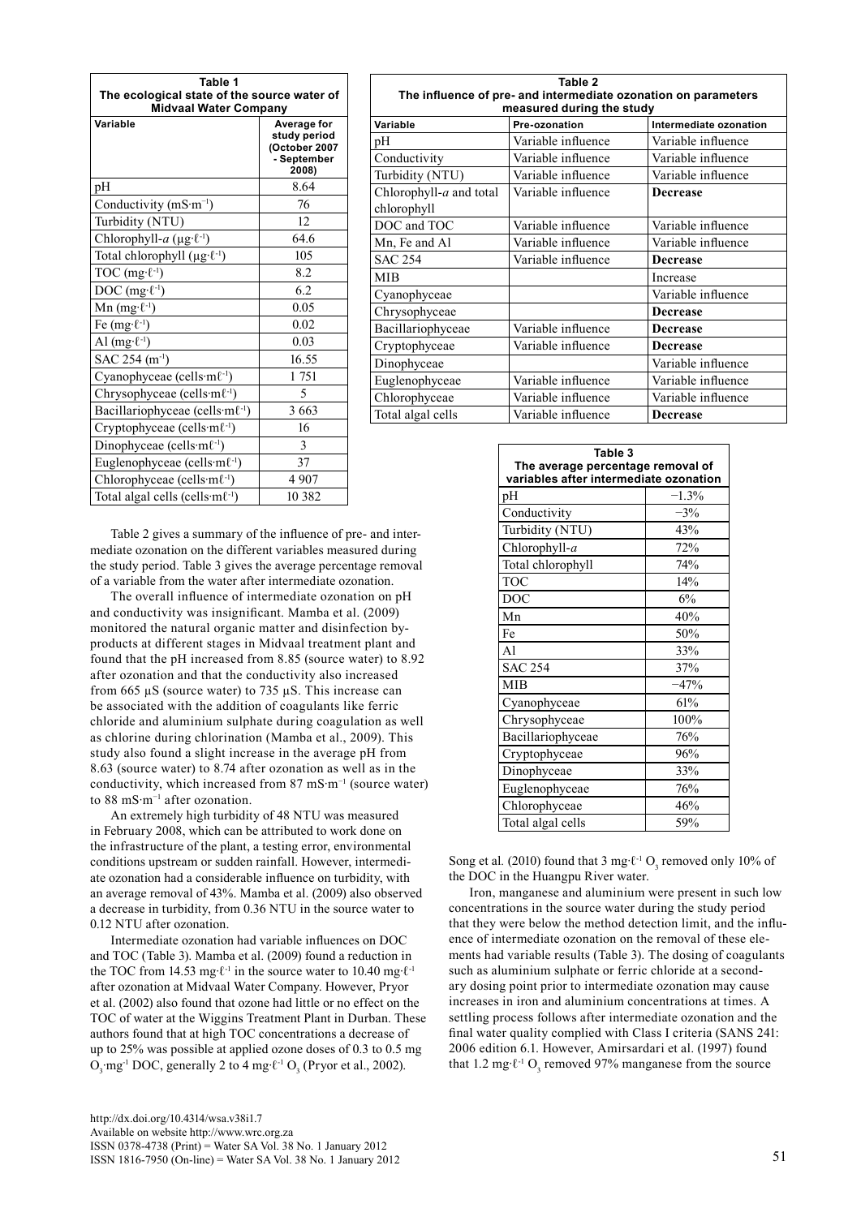**Table 1**
**The ecological state of the source water of Midvaal Water Company**

| Variable | Average for study period (October 2007 - September 2008) |
|---|---|
| pH | 8.64 |
| Conductivity ($mS \cdot m^{-1}$) | 76 |
| Turbidity (NTU) | 12 |
| Chlorophyll-*a* ($\mu g \cdot \ell^{-1}$) | 64.6 |
| Total chlorophyll ($\mu g \cdot \ell^{-1}$) | 105 |
| TOC ($mg \cdot \ell^{-1}$) | 8.2 |
| DOC ($mg \cdot \ell^{-1}$) | 6.2 |
| Mn ($mg \cdot \ell^{-1}$) | 0.05 |
| Fe ($mg \cdot \ell^{-1}$) | 0.02 |
| Al ($mg \cdot \ell^{-1}$) | 0.03 |
| SAC 254 ($m^{-1}$) | 16.55 |
| Cyanophyceae ($cells \cdot m\ell^{-1}$) | 1 751 |
| Chrysophyceae ($cells \cdot m\ell^{-1}$) | 5 |
| Bacillariophyceae ($cells \cdot m\ell^{-1}$) | 3 663 |
| Cryptophyceae ($cells \cdot m\ell^{-1}$) | 16 |
| Dinophyceae ($cells \cdot m\ell^{-1}$) | 3 |
| Euglenophyceae ($cells \cdot m\ell^{-1}$) | 37 |
| Chlorophyceae ($cells \cdot m\ell^{-1}$) | 4 907 |
| Total algal cells ($cells \cdot m\ell^{-1}$) | 10 382 |

**Table 2**
**The influence of pre- and intermediate ozonation on parameters measured during the study**

| Variable | Pre-ozonation | Intermediate ozonation |
|---|---|---|
| pH | Variable influence | Variable influence |
| Conductivity | Variable influence | Variable influence |
| Turbidity (NTU) | Variable influence | Variable influence |
| Chlorophyll-*a* and total chlorophyll | Variable influence | **Decrease** |
| DOC and TOC | Variable influence | Variable influence |
| Mn, Fe and Al | Variable influence | Variable influence |
| SAC 254 | Variable influence | **Decrease** |
| MIB | | Increase |
| Cyanophyceae | | Variable influence |
| Chrysophyceae | | **Decrease** |
| Bacillariophyceae | Variable influence | **Decrease** |
| Cryptophyceae | Variable influence | **Decrease** |
| Dinophyceae | | Variable influence |
| Euglenophyceae | Variable influence | Variable influence |
| Chlorophyceae | Variable influence | Variable influence |
| Total algal cells | Variable influence | **Decrease** |

Table 2 gives a summary of the influence of pre- and intermediate ozonation on the different variables measured during the study period. Table 3 gives the average percentage removal of a variable from the water after intermediate ozonation.

The overall influence of intermediate ozonation on pH and conductivity was insignificant. Mamba et al. (2009) monitored the natural organic matter and disinfection by-products at different stages in Midvaal treatment plant and found that the pH increased from 8.85 (source water) to 8.92 after ozonation and that the conductivity also increased from 665 µS (source water) to 735 µS. This increase can be associated with the addition of coagulants like ferric chloride and aluminium sulphate during coagulation as well as chlorine during chlorination (Mamba et al., 2009). This study also found a slight increase in the average pH from 8.63 (source water) to 8.74 after ozonation as well as in the conductivity, which increased from 87 $mS \cdot m^{-1}$ (source water) to 88 $mS \cdot m^{-1}$ after ozonation.

An extremely high turbidity of 48 NTU was measured in February 2008, which can be attributed to work done on the infrastructure of the plant, a testing error, environmental conditions upstream or sudden rainfall. However, intermediate ozonation had a considerable influence on turbidity, with an average removal of 43%. Mamba et al. (2009) also observed a decrease in turbidity, from 0.36 NTU in the source water to 0.12 NTU after ozonation.

Intermediate ozonation had variable influences on DOC and TOC (Table 3). Mamba et al. (2009) found a reduction in the TOC from 14.53 $mg \cdot \ell^{-1}$ in the source water to 10.40 $mg \cdot \ell^{-1}$ after ozonation at Midvaal Water Company. However, Pryor et al. (2002) also found that ozone had little or no effect on the TOC of water at the Wiggins Treatment Plant in Durban. These authors found that at high TOC concentrations a decrease of up to 25% was possible at applied ozone doses of 0.3 to 0.5 mg $O_3 \cdot mg^{-1}$ DOC, generally 2 to 4 $mg \cdot \ell^{-1}$ $O_3$ (Pryor et al., 2002).

**Table 3**
**The average percentage removal of variables after intermediate ozonation**

| Variable | Removal |
|---|---|
| pH | −1.3% |
| Conductivity | −3% |
| Turbidity (NTU) | 43% |
| Chlorophyll-*a* | 72% |
| Total chlorophyll | 74% |
| TOC | 14% |
| DOC | 6% |
| Mn | 40% |
| Fe | 50% |
| Al | 33% |
| SAC 254 | 37% |
| MIB | −47% |
| Cyanophyceae | 61% |
| Chrysophyceae | 100% |
| Bacillariophyceae | 76% |
| Cryptophyceae | 96% |
| Dinophyceae | 33% |
| Euglenophyceae | 76% |
| Chlorophyceae | 46% |
| Total algal cells | 59% |

Song et al. (2010) found that 3 $mg \cdot \ell^{-1}$ $O_3$ removed only 10% of the DOC in the Huangpu River water.

Iron, manganese and aluminium were present in such low concentrations in the source water during the study period that they were below the method detection limit, and the influence of intermediate ozonation on the removal of these elements had variable results (Table 3). The dosing of coagulants such as aluminium sulphate or ferric chloride at a secondary dosing point prior to intermediate ozonation may cause increases in iron and aluminium concentrations at times. A settling process follows after intermediate ozonation and the final water quality complied with Class I criteria (SANS 241: 2006 edition 6.1. However, Amirsardari et al. (1997) found that 1.2 $mg \cdot \ell^{-1}$ $O_3$ removed 97% manganese from the source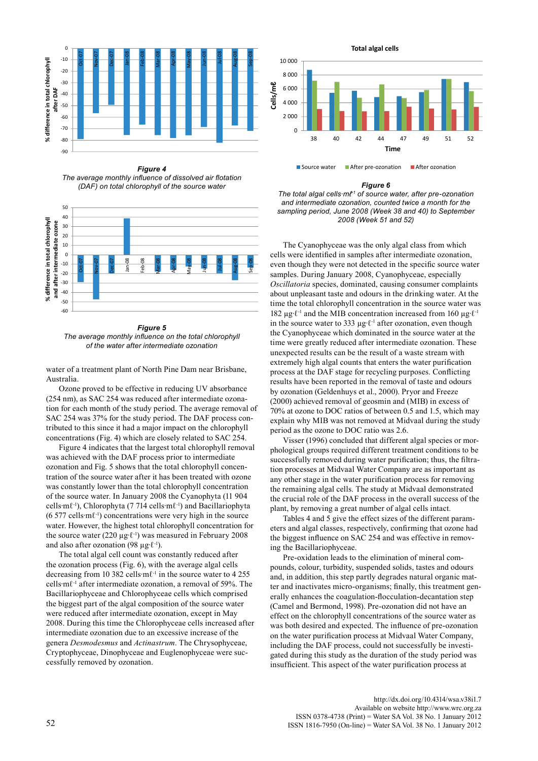**Figure 4**
*The average monthly influence of dissolved air flotation (DAF) on total chlorophyll of the source water*

**Figure 5**
*The average monthly influence on the total chlorophyll of the water after intermediate ozonation*

**Figure 6**
*The total algal cells·mℓ⁻¹ of source water, after pre-ozonation and intermediate ozonation, counted twice a month for the sampling period, June 2008 (Week 38 and 40) to September 2008 (Week 51 and 52)*

water of a treatment plant of North Pine Dam near Brisbane, Australia.

Ozone proved to be effective in reducing UV absorbance (254 nm), as SAC 254 was reduced after intermediate ozonation for each month of the study period. The average removal of SAC 254 was 37% for the study period. The DAF process contributed to this since it had a major impact on the chlorophyll concentrations (Fig. 4) which are closely related to SAC 254.

Figure 4 indicates that the largest total chlorophyll removal was achieved with the DAF process prior to intermediate ozonation and Fig. 5 shows that the total chlorophyll concentration of the source water after it has been treated with ozone was constantly lower than the total chlorophyll concentration of the source water. In January 2008 the Cyanophyta (11 904 cells·mℓ⁻¹), Chlorophyta (7 714 cells·mℓ⁻¹) and Bacillariophyta (6 577 cells·mℓ⁻¹) concentrations were very high in the source water. However, the highest total chlorophyll concentration for the source water (220 µg·ℓ⁻¹) was measured in February 2008 and also after ozonation (98 µg·ℓ⁻¹).

The total algal cell count was constantly reduced after the ozonation process (Fig. 6), with the average algal cells decreasing from 10 382 cells·mℓ⁻¹ in the source water to 4 255 cells·mℓ⁻¹ after intermediate ozonation, a removal of 59%. The Bacillariophyceae and Chlorophyceae cells which comprised the biggest part of the algal composition of the source water were reduced after intermediate ozonation, except in May 2008. During this time the Chlorophyceae cells increased after intermediate ozonation due to an excessive increase of the genera *Desmodesmus* and *Actinastrum*. The Chrysophyceae, Cryptophyceae, Dinophyceae and Euglenophyceae were successfully removed by ozonation.

The Cyanophyceae was the only algal class from which cells were identified in samples after intermediate ozonation, even though they were not detected in the specific source water samples. During January 2008, Cyanophyceae, especially *Oscillatoria* species, dominated, causing consumer complaints about unpleasant taste and odours in the drinking water. At the time the total chlorophyll concentration in the source water was 182 µg·ℓ⁻¹ and the MIB concentration increased from 160 µg·ℓ⁻¹ in the source water to 333 µg·ℓ⁻¹ after ozonation, even though the Cyanophyceae which dominated in the source water at the time were greatly reduced after intermediate ozonation. These unexpected results can be the result of a waste stream with extremely high algal counts that enters the water purification process at the DAF stage for recycling purposes. Conflicting results have been reported in the removal of taste and odours by ozonation (Geldenhuys et al., 2000). Pryor and Freeze (2000) achieved removal of geosmin and (MIB) in excess of 70% at ozone to DOC ratios of between 0.5 and 1.5, which may explain why MIB was not removed at Midvaal during the study period as the ozone to DOC ratio was 2.6.

Visser (1996) concluded that different algal species or morphological groups required different treatment conditions to be successfully removed during water purification; thus, the filtration processes at Midvaal Water Company are as important as any other stage in the water purification process for removing the remaining algal cells. The study at Midvaal demonstrated the crucial role of the DAF process in the overall success of the plant, by removing a great number of algal cells intact.

Tables 4 and 5 give the effect sizes of the different parameters and algal classes, respectively, confirming that ozone had the biggest influence on SAC 254 and was effective in removing the Bacillariophyceae.

Pre-oxidation leads to the elimination of mineral compounds, colour, turbidity, suspended solids, tastes and odours and, in addition, this step partly degrades natural organic matter and inactivates micro-organisms; finally, this treatment generally enhances the coagulation-flocculation-decantation step (Camel and Bermond, 1998). Pre-ozonation did not have an effect on the chlorophyll concentrations of the source water as was both desired and expected. The influence of pre-ozonation on the water purification process at Midvaal Water Company, including the DAF process, could not successfully be investigated during this study as the duration of the study period was insufficient. This aspect of the water purification process at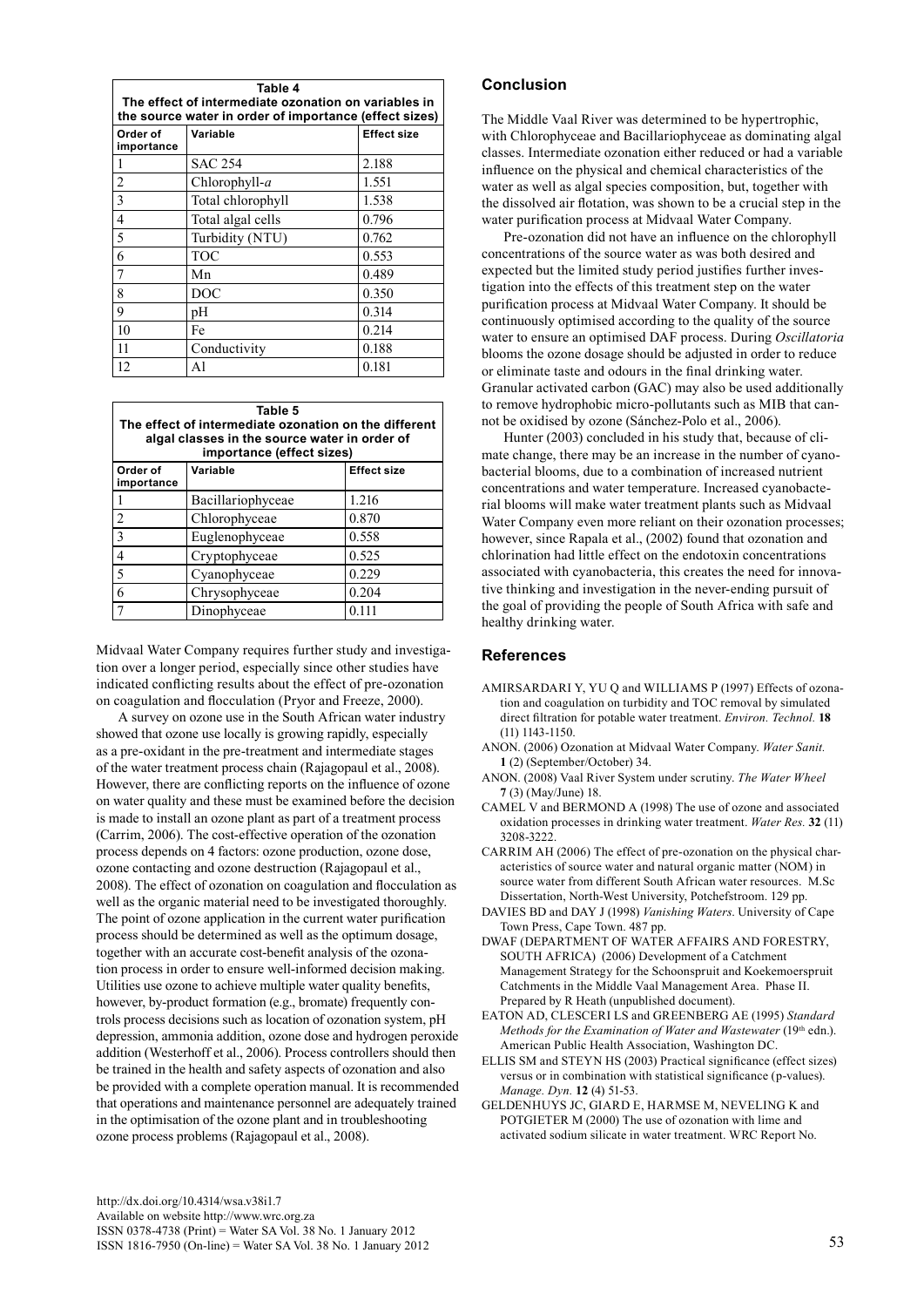**Table 4**
**The effect of intermediate ozonation on variables in the source water in order of importance (effect sizes)**

| Order of importance | Variable | Effect size |
|---|---|---|
| 1 | SAC 254 | 2.188 |
| 2 | Chlorophyll-*a* | 1.551 |
| 3 | Total chlorophyll | 1.538 |
| 4 | Total algal cells | 0.796 |
| 5 | Turbidity (NTU) | 0.762 |
| 6 | TOC | 0.553 |
| 7 | Mn | 0.489 |
| 8 | DOC | 0.350 |
| 9 | pH | 0.314 |
| 10 | Fe | 0.214 |
| 11 | Conductivity | 0.188 |
| 12 | Al | 0.181 |

**Table 5**
**The effect of intermediate ozonation on the different algal classes in the source water in order of importance (effect sizes)**

| Order of importance | Variable | Effect size |
|---|---|---|
| 1 | Bacillariophyceae | 1.216 |
| 2 | Chlorophyceae | 0.870 |
| 3 | Euglenophyceae | 0.558 |
| 4 | Cryptophyceae | 0.525 |
| 5 | Cyanophyceae | 0.229 |
| 6 | Chrysophyceae | 0.204 |
| 7 | Dinophyceae | 0.111 |

Midvaal Water Company requires further study and investigation over a longer period, especially since other studies have indicated conflicting results about the effect of pre-ozonation on coagulation and flocculation (Pryor and Freeze, 2000).

A survey on ozone use in the South African water industry showed that ozone use locally is growing rapidly, especially as a pre-oxidant in the pre-treatment and intermediate stages of the water treatment process chain (Rajagopaul et al., 2008). However, there are conflicting reports on the influence of ozone on water quality and these must be examined before the decision is made to install an ozone plant as part of a treatment process (Carrim, 2006). The cost-effective operation of the ozonation process depends on 4 factors: ozone production, ozone dose, ozone contacting and ozone destruction (Rajagopaul et al., 2008). The effect of ozonation on coagulation and flocculation as well as the organic material need to be investigated thoroughly. The point of ozone application in the current water purification process should be determined as well as the optimum dosage, together with an accurate cost-benefit analysis of the ozonation process in order to ensure well-informed decision making. Utilities use ozone to achieve multiple water quality benefits, however, by-product formation (e.g., bromate) frequently controls process decisions such as location of ozonation system, pH depression, ammonia addition, ozone dose and hydrogen peroxide addition (Westerhoff et al., 2006). Process controllers should then be trained in the health and safety aspects of ozonation and also be provided with a complete operation manual. It is recommended that operations and maintenance personnel are adequately trained in the optimisation of the ozone plant and in troubleshooting ozone process problems (Rajagopaul et al., 2008).

## Conclusion

The Middle Vaal River was determined to be hypertrophic, with Chlorophyceae and Bacillariophyceae as dominating algal classes. Intermediate ozonation either reduced or had a variable influence on the physical and chemical characteristics of the water as well as algal species composition, but, together with the dissolved air flotation, was shown to be a crucial step in the water purification process at Midvaal Water Company.

Pre-ozonation did not have an influence on the chlorophyll concentrations of the source water as was both desired and expected but the limited study period justifies further investigation into the effects of this treatment step on the water purification process at Midvaal Water Company. It should be continuously optimised according to the quality of the source water to ensure an optimised DAF process. During *Oscillatoria* blooms the ozone dosage should be adjusted in order to reduce or eliminate taste and odours in the final drinking water. Granular activated carbon (GAC) may also be used additionally to remove hydrophobic micro-pollutants such as MIB that cannot be oxidised by ozone (Sánchez-Polo et al., 2006).

Hunter (2003) concluded in his study that, because of climate change, there may be an increase in the number of cyanobacterial blooms, due to a combination of increased nutrient concentrations and water temperature. Increased cyanobacterial blooms will make water treatment plants such as Midvaal Water Company even more reliant on their ozonation processes; however, since Rapala et al., (2002) found that ozonation and chlorination had little effect on the endotoxin concentrations associated with cyanobacteria, this creates the need for innovative thinking and investigation in the never-ending pursuit of the goal of providing the people of South Africa with safe and healthy drinking water.

## References

AMIRSARDARI Y, YU Q and WILLIAMS P (1997) Effects of ozonation and coagulation on turbidity and TOC removal by simulated direct filtration for potable water treatment. *Environ. Technol.* **18** (11) 1143-1150.

ANON. (2006) Ozonation at Midvaal Water Company. *Water Sanit.* **1** (2) (September/October) 34.

ANON. (2008) Vaal River System under scrutiny. *The Water Wheel* **7** (3) (May/June) 18.

CAMEL V and BERMOND A (1998) The use of ozone and associated oxidation processes in drinking water treatment. *Water Res.* **32** (11) 3208-3222.

CARRIM AH (2006) The effect of pre-ozonation on the physical characteristics of source water and natural organic matter (NOM) in source water from different South African water resources. M.Sc Dissertation, North-West University, Potchefstroom. 129 pp.

DAVIES BD and DAY J (1998) *Vanishing Waters*. University of Cape Town Press, Cape Town. 487 pp.

DWAF (DEPARTMENT OF WATER AFFAIRS AND FORESTRY, SOUTH AFRICA) (2006) Development of a Catchment Management Strategy for the Schoonspruit and Koekemoerspruit Catchments in the Middle Vaal Management Area. Phase II. Prepared by R Heath (unpublished document).

EATON AD, CLESCERI LS and GREENBERG AE (1995) *Standard Methods for the Examination of Water and Wastewater* (19th edn.). American Public Health Association, Washington DC.

ELLIS SM and STEYN HS (2003) Practical significance (effect sizes) versus or in combination with statistical significance (p-values). *Manage. Dyn.* **12** (4) 51-53.

GELDENHUYS JC, GIARD E, HARMSE M, NEVELING K and POTGIETER M (2000) The use of ozonation with lime and activated sodium silicate in water treatment. WRC Report No.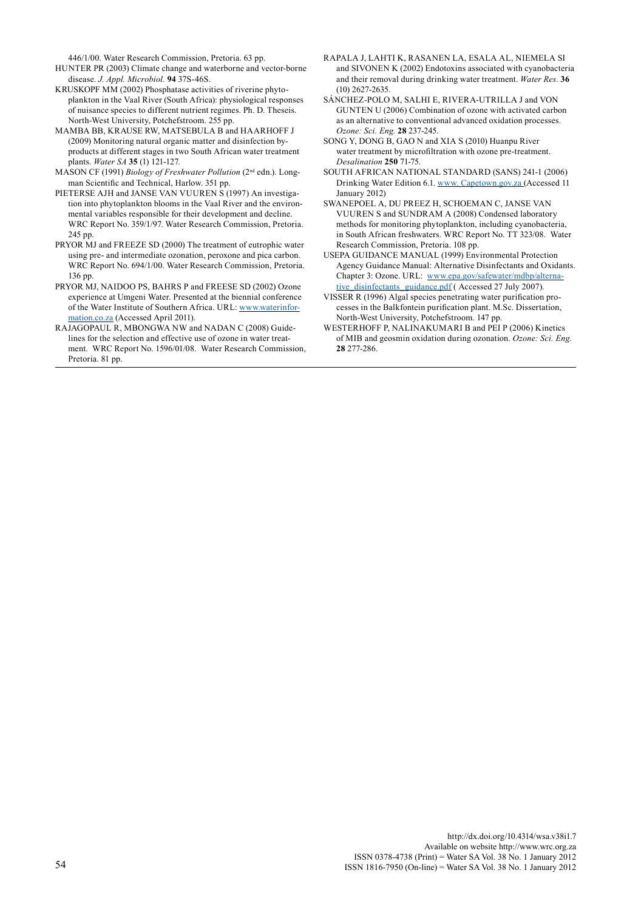446/1/00. Water Research Commission, Pretoria. 63 pp.

HUNTER PR (2003) Climate change and waterborne and vector-borne disease. *J. Appl. Microbiol.* **94** 37S-46S.

KRUSKOPF MM (2002) Phosphatase activities of riverine phytoplankton in the Vaal River (South Africa): physiological responses of nuisance species to different nutrient regimes. Ph. D. Theseis. North-West University, Potchefstroom. 255 pp.

MAMBA BB, KRAUSE RW, MATSEBULA B and HAARHOFF J (2009) Monitoring natural organic matter and disinfection byproducts at different stages in two South African water treatment plants. *Water SA* **35** (1) 121-127.

MASON CF (1991) *Biology of Freshwater Pollution* (2nd edn.). Longman Scientific and Technical, Harlow. 351 pp.

PIETERSE AJH and JANSE VAN VUUREN S (1997) An investigation into phytoplankton blooms in the Vaal River and the environmental variables responsible for their development and decline. WRC Report No. 359/1/97. Water Research Commission, Pretoria. 245 pp.

PRYOR MJ and FREEZE SD (2000) The treatment of eutrophic water using pre- and intermediate ozonation, peroxone and pica carbon. WRC Report No. 694/1/00. Water Research Commission, Pretoria. 136 pp.

PRYOR MJ, NAIDOO PS, BAHRS P and FREESE SD (2002) Ozone experience at Umgeni Water. Presented at the biennial conference of the Water Institute of Southern Africa. URL: www.waterinformation.co.za (Accessed April 2011).

RAJAGOPAUL R, MBONGWA NW and NADAN C (2008) Guidelines for the selection and effective use of ozone in water treatment. WRC Report No. 1596/01/08. Water Research Commission, Pretoria. 81 pp.

RAPALA J, LAHTI K, RASANEN LA, ESALA AL, NIEMELA SI and SIVONEN K (2002) Endotoxins associated with cyanobacteria and their removal during drinking water treatment. *Water Res.* **36** (10) 2627-2635.

SÁNCHEZ-POLO M, SALHI E, RIVERA-UTRILLA J and VON GUNTEN U (2006) Combination of ozone with activated carbon as an alternative to conventional advanced oxidation processes. *Ozone: Sci. Eng.* **28** 237-245.

SONG Y, DONG B, GAO N and XIA S (2010) Huanpu River water treatment by microfiltration with ozone pre-treatment. *Desalination* **250** 71-75.

SOUTH AFRICAN NATIONAL STANDARD (SANS) 241-1 (2006) Drinking Water Edition 6.1. www. Capetown.gov.za (Accessed 11 January 2012)

SWANEPOEL A, DU PREEZ H, SCHOEMAN C, JANSE VAN VUUREN S and SUNDRAM A (2008) Condensed laboratory methods for monitoring phytoplankton, including cyanobacteria, in South African freshwaters. WRC Report No. TT 323/08. Water Research Commission, Pretoria. 108 pp.

USEPA GUIDANCE MANUAL (1999) Environmental Protection Agency Guidance Manual: Alternative Disinfectants and Oxidants. Chapter 3: Ozone. URL: www.epa.gov/safewater/mdbp/alternative_disinfectants_guidance.pdf ( Accessed 27 July 2007).

VISSER R (1996) Algal species penetrating water purification processes in the Balkfontein purification plant. M.Sc. Dissertation, North-West University, Potchefstroom. 147 pp.

WESTERHOFF P, NALINAKUMARI B and PEI P (2006) Kinetics of MIB and geosmin oxidation during ozonation. *Ozone: Sci. Eng.* **28** 277-286.